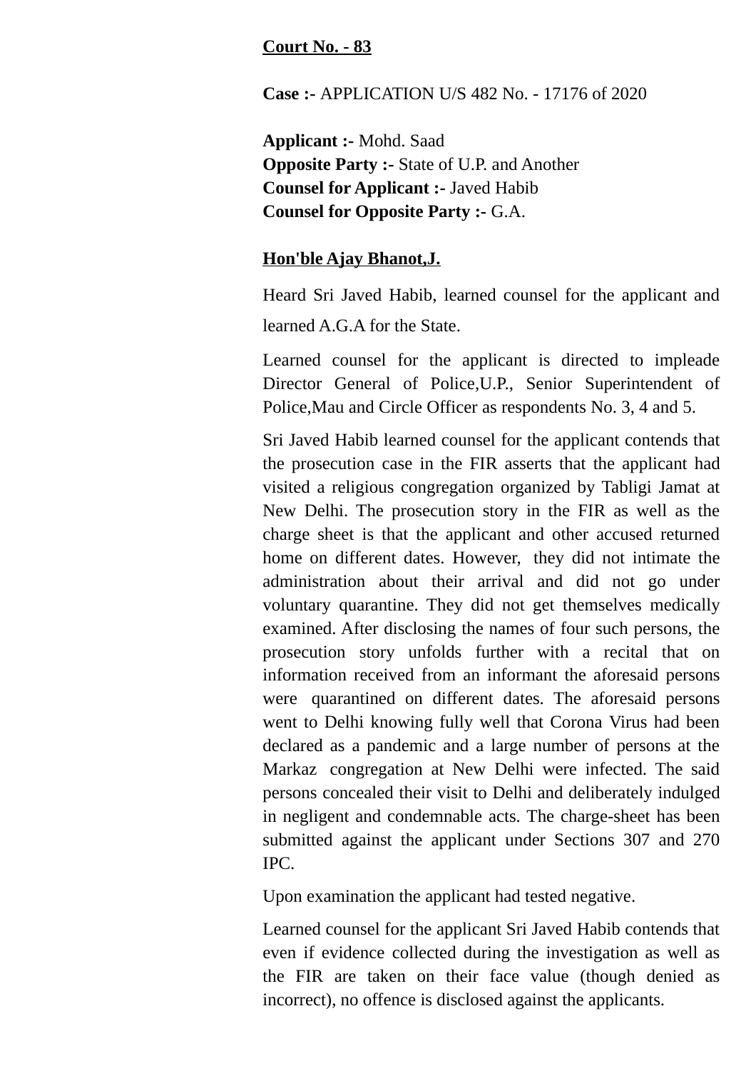**Court No. - 83**

**Case :-** APPLICATION U/S 482 No. - 17176 of 2020

**Applicant :-** Mohd. Saad
**Opposite Party :-** State of U.P. and Another
**Counsel for Applicant :-** Javed Habib
**Counsel for Opposite Party :-** G.A.

**Hon'ble Ajay Bhanot,J.**

Heard Sri Javed Habib, learned counsel for the applicant and learned A.G.A for the State.

Learned counsel for the applicant is directed to impleade Director General of Police,U.P., Senior Superintendent of Police,Mau and Circle Officer as respondents No. 3, 4 and 5.

Sri Javed Habib learned counsel for the applicant contends that the prosecution case in the FIR asserts that the applicant had visited a religious congregation organized by Tabligi Jamat at New Delhi. The prosecution story in the FIR as well as the charge sheet is that the applicant and other accused returned home on different dates. However, they did not intimate the administration about their arrival and did not go under voluntary quarantine. They did not get themselves medically examined. After disclosing the names of four such persons, the prosecution story unfolds further with a recital that on information received from an informant the aforesaid persons were quarantined on different dates. The aforesaid persons went to Delhi knowing fully well that Corona Virus had been declared as a pandemic and a large number of persons at the Markaz congregation at New Delhi were infected. The said persons concealed their visit to Delhi and deliberately indulged in negligent and condemnable acts. The charge-sheet has been submitted against the applicant under Sections 307 and 270 IPC.

Upon examination the applicant had tested negative.

Learned counsel for the applicant Sri Javed Habib contends that even if evidence collected during the investigation as well as the FIR are taken on their face value (though denied as incorrect), no offence is disclosed against the applicants.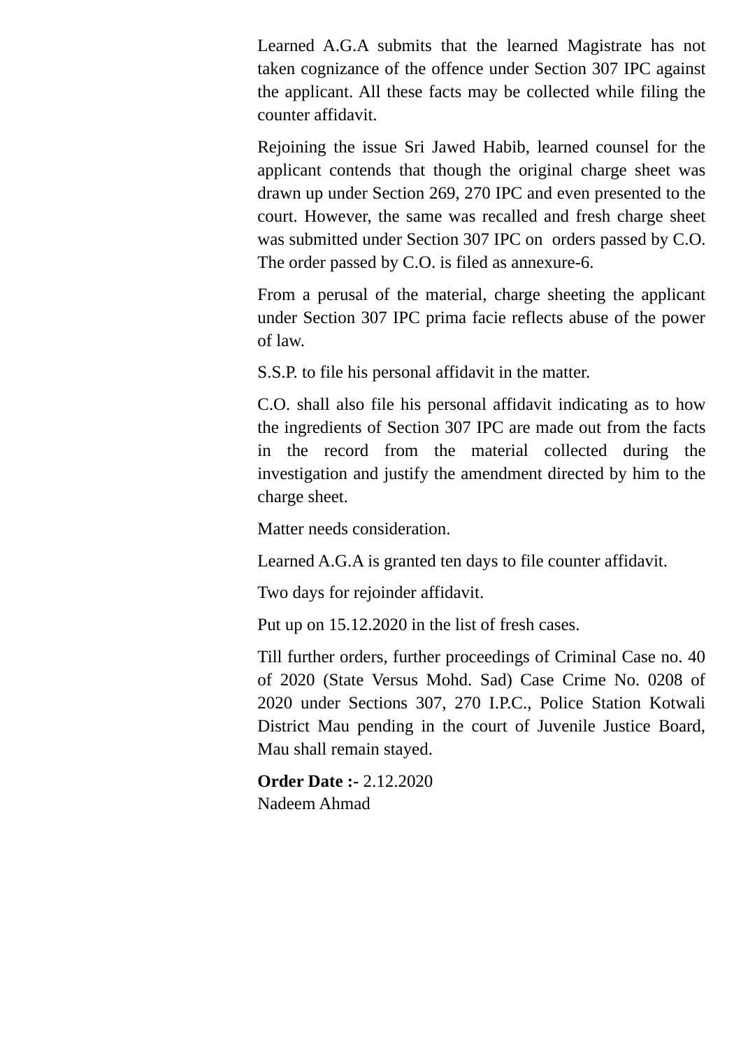Learned A.G.A submits that the learned Magistrate has not taken cognizance of the offence under Section 307 IPC against the applicant. All these facts may be collected while filing the counter affidavit.

Rejoining the issue Sri Jawed Habib, learned counsel for the applicant contends that though the original charge sheet was drawn up under Section 269, 270 IPC and even presented to the court. However, the same was recalled and fresh charge sheet was submitted under Section 307 IPC on orders passed by C.O. The order passed by C.O. is filed as annexure-6.

From a perusal of the material, charge sheeting the applicant under Section 307 IPC prima facie reflects abuse of the power of law.

S.S.P. to file his personal affidavit in the matter.

C.O. shall also file his personal affidavit indicating as to how the ingredients of Section 307 IPC are made out from the facts in the record from the material collected during the investigation and justify the amendment directed by him to the charge sheet.

Matter needs consideration.

Learned A.G.A is granted ten days to file counter affidavit.

Two days for rejoinder affidavit.

Put up on 15.12.2020 in the list of fresh cases.

Till further orders, further proceedings of Criminal Case no. 40 of 2020 (State Versus Mohd. Sad) Case Crime No. 0208 of 2020 under Sections 307, 270 I.P.C., Police Station Kotwali District Mau pending in the court of Juvenile Justice Board, Mau shall remain stayed.

**Order Date :-** 2.12.2020
Nadeem Ahmad